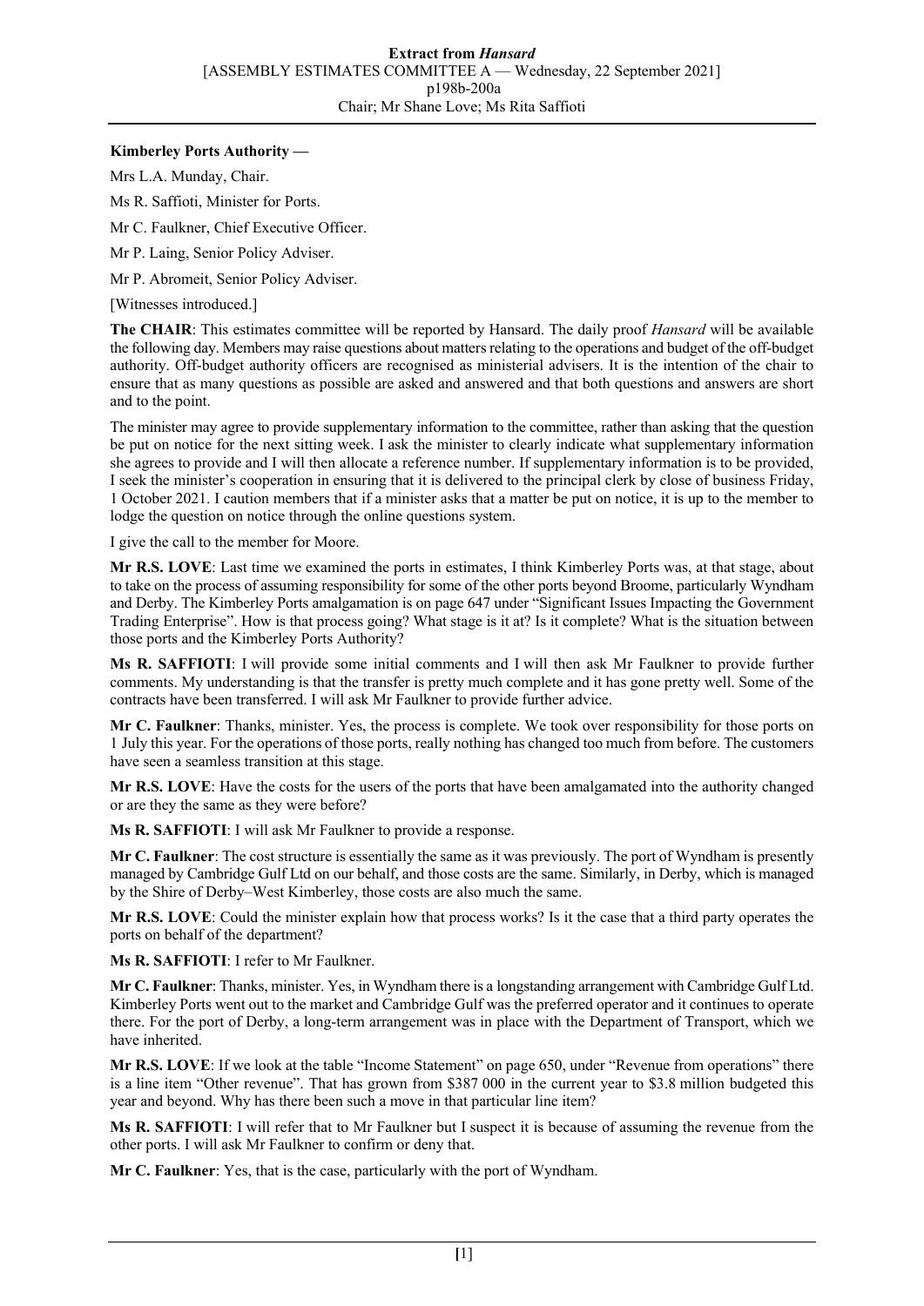**Kimberley Ports Authority —**

Mrs L.A. Munday, Chair.

Ms R. Saffioti, Minister for Ports.

Mr C. Faulkner, Chief Executive Officer.

Mr P. Laing, Senior Policy Adviser.

Mr P. Abromeit, Senior Policy Adviser.

[Witnesses introduced.]

**The CHAIR**: This estimates committee will be reported by Hansard. The daily proof *Hansard* will be available the following day. Members may raise questions about matters relating to the operations and budget of the off-budget authority. Off-budget authority officers are recognised as ministerial advisers. It is the intention of the chair to ensure that as many questions as possible are asked and answered and that both questions and answers are short and to the point.

The minister may agree to provide supplementary information to the committee, rather than asking that the question be put on notice for the next sitting week. I ask the minister to clearly indicate what supplementary information she agrees to provide and I will then allocate a reference number. If supplementary information is to be provided, I seek the minister's cooperation in ensuring that it is delivered to the principal clerk by close of business Friday, 1 October 2021. I caution members that if a minister asks that a matter be put on notice, it is up to the member to lodge the question on notice through the online questions system.

I give the call to the member for Moore.

**Mr R.S. LOVE**: Last time we examined the ports in estimates, I think Kimberley Ports was, at that stage, about to take on the process of assuming responsibility for some of the other ports beyond Broome, particularly Wyndham and Derby. The Kimberley Ports amalgamation is on page 647 under "Significant Issues Impacting the Government Trading Enterprise". How is that process going? What stage is it at? Is it complete? What is the situation between those ports and the Kimberley Ports Authority?

**Ms R. SAFFIOTI**: I will provide some initial comments and I will then ask Mr Faulkner to provide further comments. My understanding is that the transfer is pretty much complete and it has gone pretty well. Some of the contracts have been transferred. I will ask Mr Faulkner to provide further advice.

**Mr C. Faulkner**: Thanks, minister. Yes, the process is complete. We took over responsibility for those ports on 1 July this year. For the operations of those ports, really nothing has changed too much from before. The customers have seen a seamless transition at this stage.

**Mr R.S. LOVE**: Have the costs for the users of the ports that have been amalgamated into the authority changed or are they the same as they were before?

**Ms R. SAFFIOTI**: I will ask Mr Faulkner to provide a response.

**Mr C. Faulkner**: The cost structure is essentially the same as it was previously. The port of Wyndham is presently managed by Cambridge Gulf Ltd on our behalf, and those costs are the same. Similarly, in Derby, which is managed by the Shire of Derby–West Kimberley, those costs are also much the same.

**Mr R.S. LOVE**: Could the minister explain how that process works? Is it the case that a third party operates the ports on behalf of the department?

**Ms R. SAFFIOTI**: I refer to Mr Faulkner.

**Mr C. Faulkner**: Thanks, minister. Yes, in Wyndham there is a longstanding arrangement with Cambridge Gulf Ltd. Kimberley Ports went out to the market and Cambridge Gulf was the preferred operator and it continues to operate there. For the port of Derby, a long-term arrangement was in place with the Department of Transport, which we have inherited.

**Mr R.S. LOVE**: If we look at the table "Income Statement" on page 650, under "Revenue from operations" there is a line item "Other revenue". That has grown from $387 000 in the current year to $3.8 million budgeted this year and beyond. Why has there been such a move in that particular line item?

**Ms R. SAFFIOTI**: I will refer that to Mr Faulkner but I suspect it is because of assuming the revenue from the other ports. I will ask Mr Faulkner to confirm or deny that.

**Mr C. Faulkner**: Yes, that is the case, particularly with the port of Wyndham.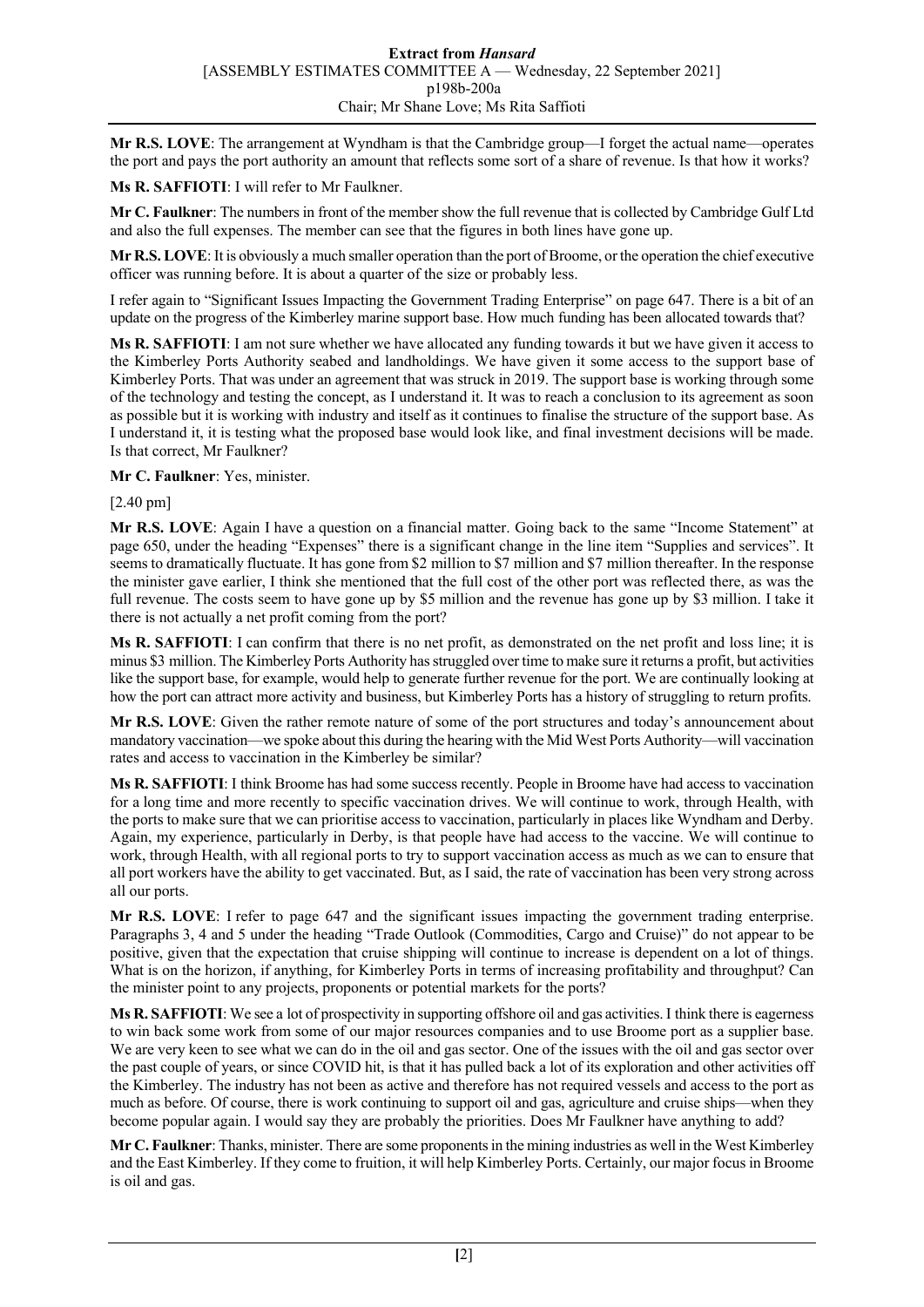**Mr R.S. LOVE**: The arrangement at Wyndham is that the Cambridge group—I forget the actual name—operates the port and pays the port authority an amount that reflects some sort of a share of revenue. Is that how it works?

**Ms R. SAFFIOTI**: I will refer to Mr Faulkner.

**Mr C. Faulkner**: The numbers in front of the member show the full revenue that is collected by Cambridge Gulf Ltd and also the full expenses. The member can see that the figures in both lines have gone up.

**Mr R.S. LOVE**: It is obviously a much smaller operation than the port of Broome, or the operation the chief executive officer was running before. It is about a quarter of the size or probably less.

I refer again to "Significant Issues Impacting the Government Trading Enterprise" on page 647. There is a bit of an update on the progress of the Kimberley marine support base. How much funding has been allocated towards that?

**Ms R. SAFFIOTI**: I am not sure whether we have allocated any funding towards it but we have given it access to the Kimberley Ports Authority seabed and landholdings. We have given it some access to the support base of Kimberley Ports. That was under an agreement that was struck in 2019. The support base is working through some of the technology and testing the concept, as I understand it. It was to reach a conclusion to its agreement as soon as possible but it is working with industry and itself as it continues to finalise the structure of the support base. As I understand it, it is testing what the proposed base would look like, and final investment decisions will be made. Is that correct, Mr Faulkner?

**Mr C. Faulkner**: Yes, minister.

[2.40 pm]

**Mr R.S. LOVE**: Again I have a question on a financial matter. Going back to the same "Income Statement" at page 650, under the heading "Expenses" there is a significant change in the line item "Supplies and services". It seems to dramatically fluctuate. It has gone from $2 million to $7 million and $7 million thereafter. In the response the minister gave earlier, I think she mentioned that the full cost of the other port was reflected there, as was the full revenue. The costs seem to have gone up by $5 million and the revenue has gone up by $3 million. I take it there is not actually a net profit coming from the port?

**Ms R. SAFFIOTI**: I can confirm that there is no net profit, as demonstrated on the net profit and loss line; it is minus $3 million. The Kimberley Ports Authority has struggled over time to make sure it returns a profit, but activities like the support base, for example, would help to generate further revenue for the port. We are continually looking at how the port can attract more activity and business, but Kimberley Ports has a history of struggling to return profits.

**Mr R.S. LOVE**: Given the rather remote nature of some of the port structures and today's announcement about mandatory vaccination—we spoke about this during the hearing with the Mid West Ports Authority—will vaccination rates and access to vaccination in the Kimberley be similar?

**Ms R. SAFFIOTI**: I think Broome has had some success recently. People in Broome have had access to vaccination for a long time and more recently to specific vaccination drives. We will continue to work, through Health, with the ports to make sure that we can prioritise access to vaccination, particularly in places like Wyndham and Derby. Again, my experience, particularly in Derby, is that people have had access to the vaccine. We will continue to work, through Health, with all regional ports to try to support vaccination access as much as we can to ensure that all port workers have the ability to get vaccinated. But, as I said, the rate of vaccination has been very strong across all our ports.

**Mr R.S. LOVE**: I refer to page 647 and the significant issues impacting the government trading enterprise. Paragraphs 3, 4 and 5 under the heading "Trade Outlook (Commodities, Cargo and Cruise)" do not appear to be positive, given that the expectation that cruise shipping will continue to increase is dependent on a lot of things. What is on the horizon, if anything, for Kimberley Ports in terms of increasing profitability and throughput? Can the minister point to any projects, proponents or potential markets for the ports?

**Ms R. SAFFIOTI**: We see a lot of prospectivity in supporting offshore oil and gas activities. I think there is eagerness to win back some work from some of our major resources companies and to use Broome port as a supplier base. We are very keen to see what we can do in the oil and gas sector. One of the issues with the oil and gas sector over the past couple of years, or since COVID hit, is that it has pulled back a lot of its exploration and other activities off the Kimberley. The industry has not been as active and therefore has not required vessels and access to the port as much as before. Of course, there is work continuing to support oil and gas, agriculture and cruise ships—when they become popular again. I would say they are probably the priorities. Does Mr Faulkner have anything to add?

**Mr C. Faulkner**: Thanks, minister. There are some proponents in the mining industries as well in the West Kimberley and the East Kimberley. If they come to fruition, it will help Kimberley Ports. Certainly, our major focus in Broome is oil and gas.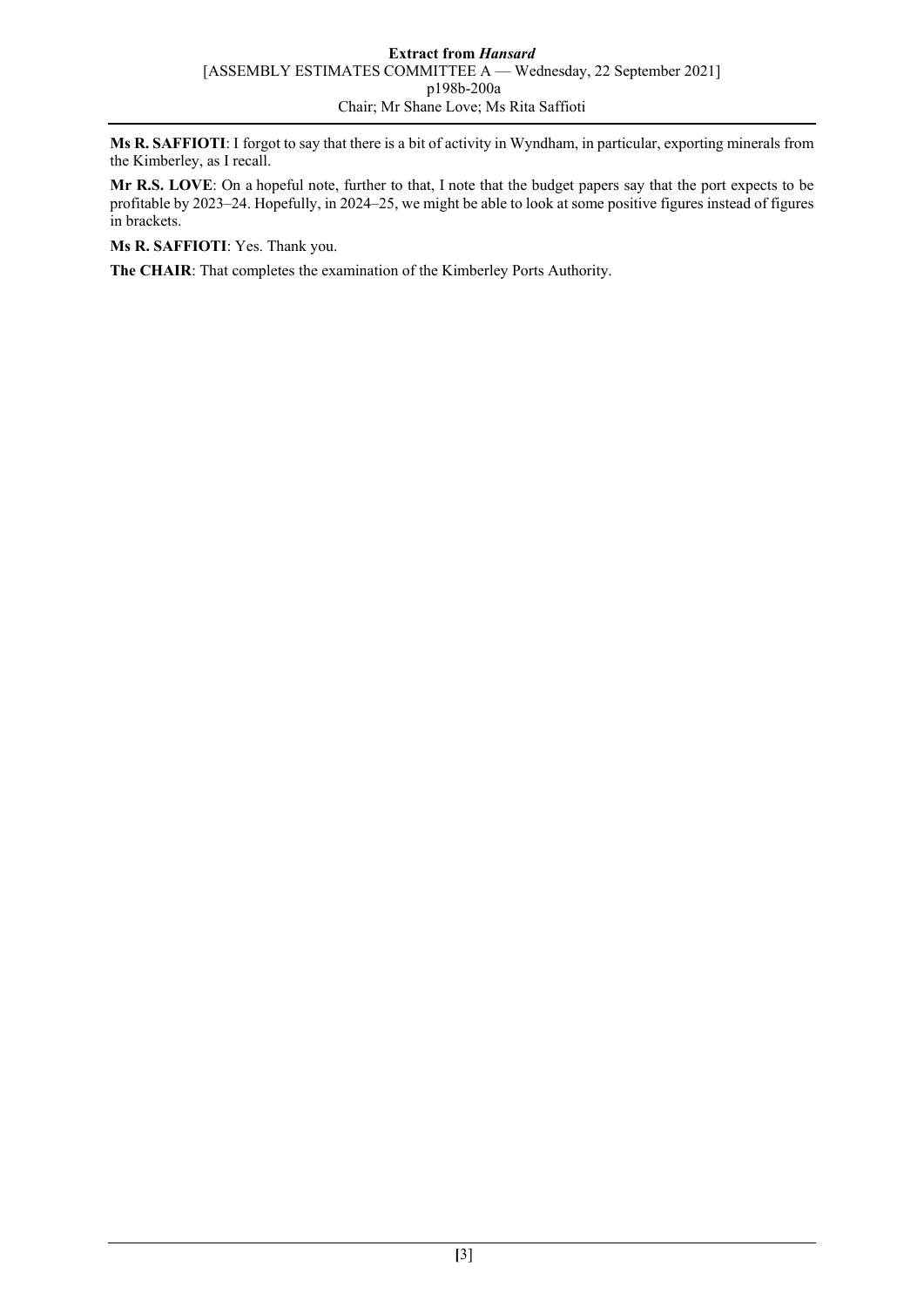**Ms R. SAFFIOTI**: I forgot to say that there is a bit of activity in Wyndham, in particular, exporting minerals from the Kimberley, as I recall.

**Mr R.S. LOVE**: On a hopeful note, further to that, I note that the budget papers say that the port expects to be profitable by 2023–24. Hopefully, in 2024–25, we might be able to look at some positive figures instead of figures in brackets.

**Ms R. SAFFIOTI**: Yes. Thank you.

**The CHAIR**: That completes the examination of the Kimberley Ports Authority.